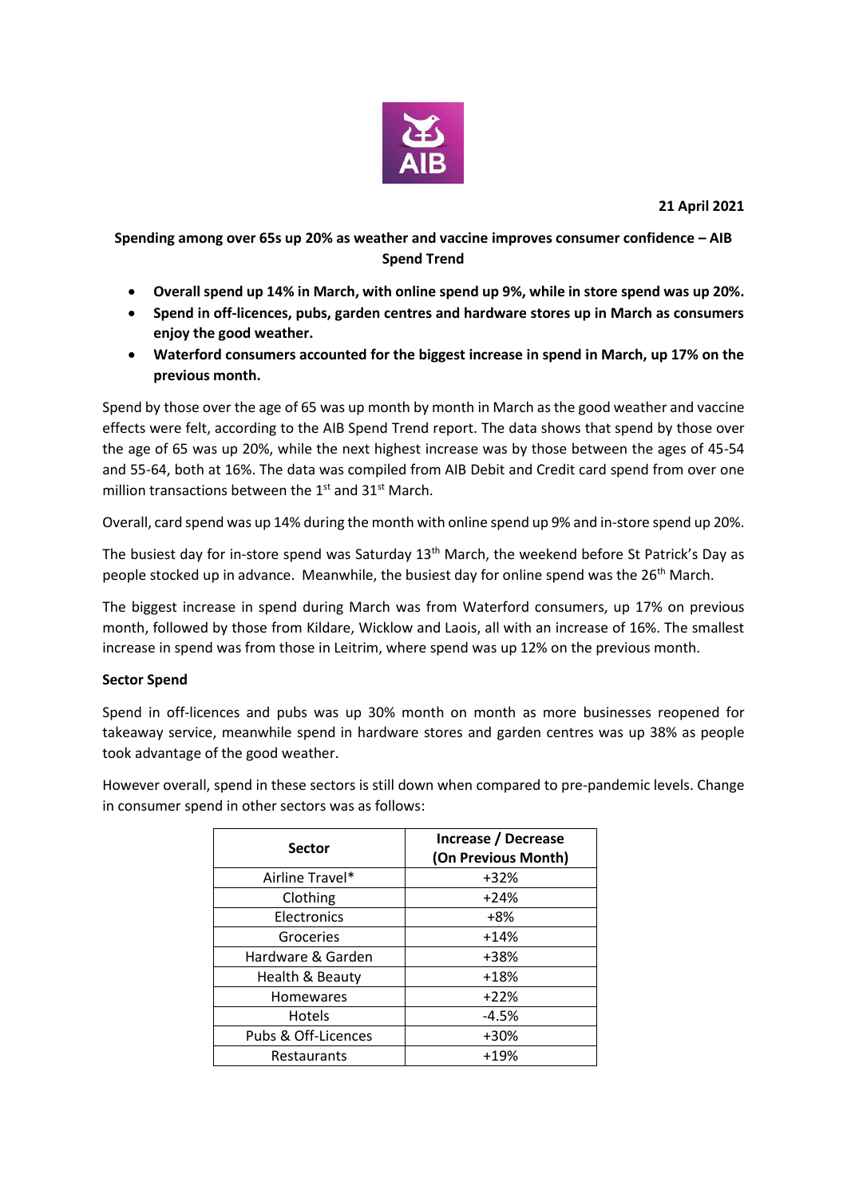**21 April 2021**

**Spending among over 65s up 20% as weather and vaccine improves consumer confidence – AIB Spend Trend**

- **Overall spend up 14% in March, with online spend up 9%, while in store spend was up 20%.**
- **Spend in off-licences, pubs, garden centres and hardware stores up in March as consumers enjoy the good weather.**
- **Waterford consumers accounted for the biggest increase in spend in March, up 17% on the previous month.**

Spend by those over the age of 65 was up month by month in March as the good weather and vaccine effects were felt, according to the AIB Spend Trend report. The data shows that spend by those over the age of 65 was up 20%, while the next highest increase was by those between the ages of 45-54 and 55-64, both at 16%. The data was compiled from AIB Debit and Credit card spend from over one million transactions between the 1st and 31st March.

Overall, card spend was up 14% during the month with online spend up 9% and in-store spend up 20%.

The busiest day for in-store spend was Saturday 13th March, the weekend before St Patrick's Day as people stocked up in advance. Meanwhile, the busiest day for online spend was the 26th March.

The biggest increase in spend during March was from Waterford consumers, up 17% on previous month, followed by those from Kildare, Wicklow and Laois, all with an increase of 16%. The smallest increase in spend was from those in Leitrim, where spend was up 12% on the previous month.

**Sector Spend**

Spend in off-licences and pubs was up 30% month on month as more businesses reopened for takeaway service, meanwhile spend in hardware stores and garden centres was up 38% as people took advantage of the good weather.

However overall, spend in these sectors is still down when compared to pre-pandemic levels. Change in consumer spend in other sectors was as follows:

| Sector | Increase / Decrease (On Previous Month) |
|---|---|
| Airline Travel* | +32% |
| Clothing | +24% |
| Electronics | +8% |
| Groceries | +14% |
| Hardware & Garden | +38% |
| Health & Beauty | +18% |
| Homewares | +22% |
| Hotels | -4.5% |
| Pubs & Off-Licences | +30% |
| Restaurants | +19% |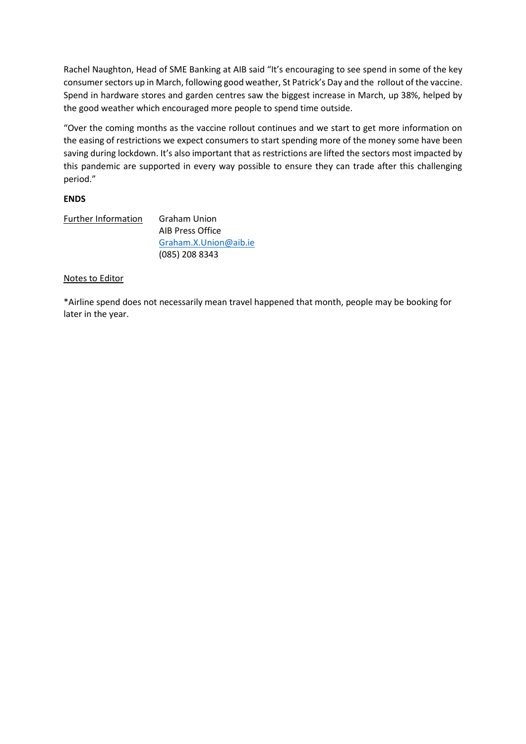Rachel Naughton, Head of SME Banking at AIB said "It's encouraging to see spend in some of the key consumer sectors up in March, following good weather, St Patrick's Day and the rollout of the vaccine. Spend in hardware stores and garden centres saw the biggest increase in March, up 38%, helped by the good weather which encouraged more people to spend time outside.

"Over the coming months as the vaccine rollout continues and we start to get more information on the easing of restrictions we expect consumers to start spending more of the money some have been saving during lockdown. It's also important that as restrictions are lifted the sectors most impacted by this pandemic are supported in every way possible to ensure they can trade after this challenging period."

**ENDS**

Further Information

Graham Union
AIB Press Office
Graham.X.Union@aib.ie
(085) 208 8343

Notes to Editor

*Airline spend does not necessarily mean travel happened that month, people may be booking for later in the year.